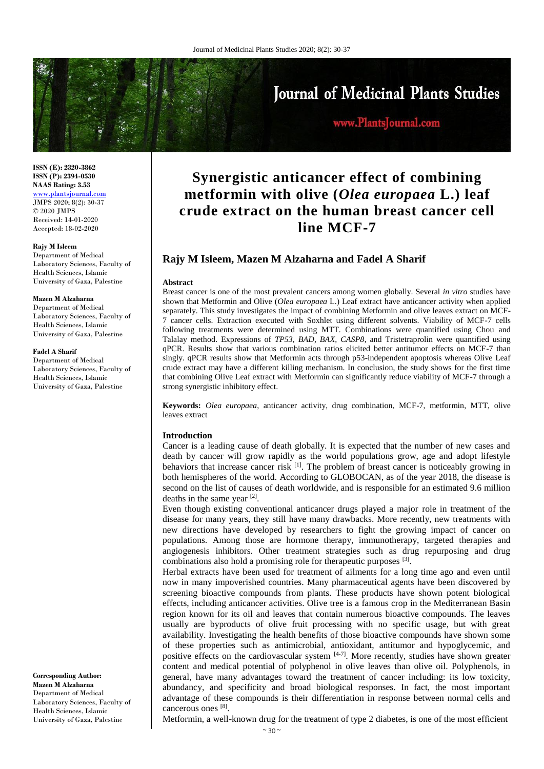# Synergistic anticancer effect of combining metformin with olive (*Olea europaea* L.) leaf crude extract on the human breast cancer cell line MCF-7

## Rajy M Isleem, Mazen M Alzaharna and Fadel A Sharif

ISSN (E): 2320-3862
ISSN (P): 2394-0530
NAAS Rating: 3.53
www.plantsjournal.com
JMPS 2020; 8(2): 30-37
© 2020 JMPS
Received: 14-01-2020
Accepted: 18-02-2020

**Rajy M Isleem**
Department of Medical Laboratory Sciences, Faculty of Health Sciences, Islamic University of Gaza, Palestine

**Mazen M Alzaharna**
Department of Medical Laboratory Sciences, Faculty of Health Sciences, Islamic University of Gaza, Palestine

**Fadel A Sharif**
Department of Medical Laboratory Sciences, Faculty of Health Sciences, Islamic University of Gaza, Palestine

**Corresponding Author:**
**Mazen M Alzaharna**
Department of Medical Laboratory Sciences, Faculty of Health Sciences, Islamic University of Gaza, Palestine

### Abstract

Breast cancer is one of the most prevalent cancers among women globally. Several *in vitro* studies have shown that Metformin and Olive (*Olea europaea* L.) Leaf extract have anticancer activity when applied separately. This study investigates the impact of combining Metformin and olive leaves extract on MCF-7 cancer cells. Extraction executed with Soxhlet using different solvents. Viability of MCF-7 cells following treatments were determined using MTT. Combinations were quantified using Chou and Talalay method. Expressions of *TP53*, *BAD*, *BAX*, *CASP8*, and Tristetraprolin were quantified using qPCR. Results show that various combination ratios elicited better antitumor effects on MCF-7 than singly. qPCR results show that Metformin acts through p53-independent apoptosis whereas Olive Leaf crude extract may have a different killing mechanism. In conclusion, the study shows for the first time that combining Olive Leaf extract with Metformin can significantly reduce viability of MCF-7 through a strong synergistic inhibitory effect.

**Keywords:** *Olea europaea*, anticancer activity, drug combination, MCF-7, metformin, MTT, olive leaves extract

### Introduction

Cancer is a leading cause of death globally. It is expected that the number of new cases and death by cancer will grow rapidly as the world populations grow, age and adopt lifestyle behaviors that increase cancer risk [1]. The problem of breast cancer is noticeably growing in both hemispheres of the world. According to GLOBOCAN, as of the year 2018, the disease is second on the list of causes of death worldwide, and is responsible for an estimated 9.6 million deaths in the same year [2].

Even though existing conventional anticancer drugs played a major role in treatment of the disease for many years, they still have many drawbacks. More recently, new treatments with new directions have developed by researchers to fight the growing impact of cancer on populations. Among those are hormone therapy, immunotherapy, targeted therapies and angiogenesis inhibitors. Other treatment strategies such as drug repurposing and drug combinations also hold a promising role for therapeutic purposes [3].

Herbal extracts have been used for treatment of ailments for a long time ago and even until now in many impoverished countries. Many pharmaceutical agents have been discovered by screening bioactive compounds from plants. These products have shown potent biological effects, including anticancer activities. Olive tree is a famous crop in the Mediterranean Basin region known for its oil and leaves that contain numerous bioactive compounds. The leaves usually are byproducts of olive fruit processing with no specific usage, but with great availability. Investigating the health benefits of those bioactive compounds have shown some of these properties such as antimicrobial, antioxidant, antitumor and hypoglycemic, and positive effects on the cardiovascular system [4-7]. More recently, studies have shown greater content and medical potential of polyphenol in olive leaves than olive oil. Polyphenols, in general, have many advantages toward the treatment of cancer including: its low toxicity, abundancy, and specificity and broad biological responses. In fact, the most important advantage of these compounds is their differentiation in response between normal cells and cancerous ones [8].

Metformin, a well-known drug for the treatment of type 2 diabetes, is one of the most efficient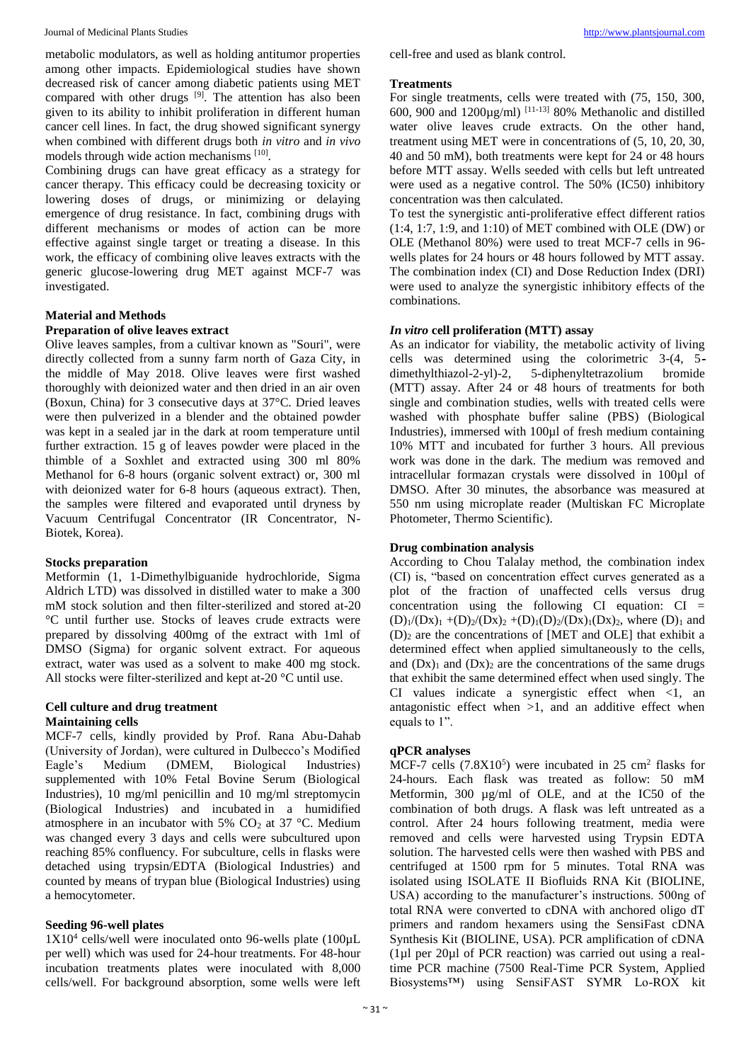metabolic modulators, as well as holding antitumor properties among other impacts. Epidemiological studies have shown decreased risk of cancer among diabetic patients using MET compared with other drugs [9]. The attention has also been given to its ability to inhibit proliferation in different human cancer cell lines. In fact, the drug showed significant synergy when combined with different drugs both *in vitro* and *in vivo* models through wide action mechanisms [10].

Combining drugs can have great efficacy as a strategy for cancer therapy. This efficacy could be decreasing toxicity or lowering doses of drugs, or minimizing or delaying emergence of drug resistance. In fact, combining drugs with different mechanisms or modes of action can be more effective against single target or treating a disease. In this work, the efficacy of combining olive leaves extracts with the generic glucose-lowering drug MET against MCF-7 was investigated.

## Material and Methods

### Preparation of olive leaves extract

Olive leaves samples, from a cultivar known as "Souri", were directly collected from a sunny farm north of Gaza City, in the middle of May 2018. Olive leaves were first washed thoroughly with deionized water and then dried in an air oven (Boxun, China) for 3 consecutive days at 37°C. Dried leaves were then pulverized in a blender and the obtained powder was kept in a sealed jar in the dark at room temperature until further extraction. 15 g of leaves powder were placed in the thimble of a Soxhlet and extracted using 300 ml 80% Methanol for 6-8 hours (organic solvent extract) or, 300 ml with deionized water for 6-8 hours (aqueous extract). Then, the samples were filtered and evaporated until dryness by Vacuum Centrifugal Concentrator (IR Concentrator, N-Biotek, Korea).

### Stocks preparation

Metformin (1, 1-Dimethylbiguanide hydrochloride, Sigma Aldrich LTD) was dissolved in distilled water to make a 300 mM stock solution and then filter-sterilized and stored at-20 °C until further use. Stocks of leaves crude extracts were prepared by dissolving 400mg of the extract with 1ml of DMSO (Sigma) for organic solvent extract. For aqueous extract, water was used as a solvent to make 400 mg stock. All stocks were filter-sterilized and kept at-20 °C until use.

### Cell culture and drug treatment

#### Maintaining cells

MCF-7 cells, kindly provided by Prof. Rana Abu-Dahab (University of Jordan), were cultured in Dulbecco's Modified Eagle's Medium (DMEM, Biological Industries) supplemented with 10% Fetal Bovine Serum (Biological Industries), 10 mg/ml penicillin and 10 mg/ml streptomycin (Biological Industries) and incubated in a humidified atmosphere in an incubator with 5% $CO_2$ at 37 °C. Medium was changed every 3 days and cells were subcultured upon reaching 85% confluency. For subculture, cells in flasks were detached using trypsin/EDTA (Biological Industries) and counted by means of trypan blue (Biological Industries) using a hemocytometer.

#### Seeding 96-well plates

$1X10^4$ cells/well were inoculated onto 96-wells plate (100µL per well) which was used for 24-hour treatments. For 48-hour incubation treatments plates were inoculated with 8,000 cells/well. For background absorption, some wells were left cell-free and used as blank control.

#### Treatments

For single treatments, cells were treated with (75, 150, 300, 600, 900 and 1200µg/ml) [11-13] 80% Methanolic and distilled water olive leaves crude extracts. On the other hand, treatment using MET were in concentrations of (5, 10, 20, 30, 40 and 50 mM), both treatments were kept for 24 or 48 hours before MTT assay. Wells seeded with cells but left untreated were used as a negative control. The 50% (IC50) inhibitory concentration was then calculated.

To test the synergistic anti-proliferative effect different ratios (1:4, 1:7, 1:9, and 1:10) of MET combined with OLE (DW) or OLE (Methanol 80%) were used to treat MCF-7 cells in 96-wells plates for 24 hours or 48 hours followed by MTT assay. The combination index (CI) and Dose Reduction Index (DRI) were used to analyze the synergistic inhibitory effects of the combinations.

### *In vitro* cell proliferation (MTT) assay

As an indicator for viability, the metabolic activity of living cells was determined using the colorimetric 3-(4, 5-dimethylthiazol-2-yl)-2, 5-diphenyltetrazolium bromide (MTT) assay. After 24 or 48 hours of treatments for both single and combination studies, wells with treated cells were washed with phosphate buffer saline (PBS) (Biological Industries), immersed with 100µl of fresh medium containing 10% MTT and incubated for further 3 hours. All previous work was done in the dark. The medium was removed and intracellular formazan crystals were dissolved in 100µl of DMSO. After 30 minutes, the absorbance was measured at 550 nm using microplate reader (Multiskan FC Microplate Photometer, Thermo Scientific).

### Drug combination analysis

According to Chou Talalay method, the combination index (CI) is, "based on concentration effect curves generated as a plot of the fraction of unaffected cells versus drug concentration using the following CI equation: $CI = (D)_1/(Dx)_1 + (D)_2/(Dx)_2 + (D)_1(D)_2/(Dx)_1(Dx)_2$, where $(D)_1$ and $(D)_2$ are the concentrations of [MET and OLE] that exhibit a determined effect when applied simultaneously to the cells, and $(Dx)_1$ and $(Dx)_2$ are the concentrations of the same drugs that exhibit the same determined effect when used singly. The CI values indicate a synergistic effect when <1, an antagonistic effect when >1, and an additive effect when equals to 1".

### qPCR analyses

MCF-7 cells ($7.8X10^5$) were incubated in 25 $cm^2$ flasks for 24-hours. Each flask was treated as follow: 50 mM Metformin, 300 µg/ml of OLE, and at the IC50 of the combination of both drugs. A flask was left untreated as a control. After 24 hours following treatment, media were removed and cells were harvested using Trypsin EDTA solution. The harvested cells were then washed with PBS and centrifuged at 1500 rpm for 5 minutes. Total RNA was isolated using ISOLATE II Biofluids RNA Kit (BIOLINE, USA) according to the manufacturer's instructions. 500ng of total RNA were converted to cDNA with anchored oligo dT primers and random hexamers using the SensiFast cDNA Synthesis Kit (BIOLINE, USA). PCR amplification of cDNA (1µl per 20µl of PCR reaction) was carried out using a real-time PCR machine (7500 Real-Time PCR System, Applied Biosystems™) using SensiFAST SYMR Lo-ROX kit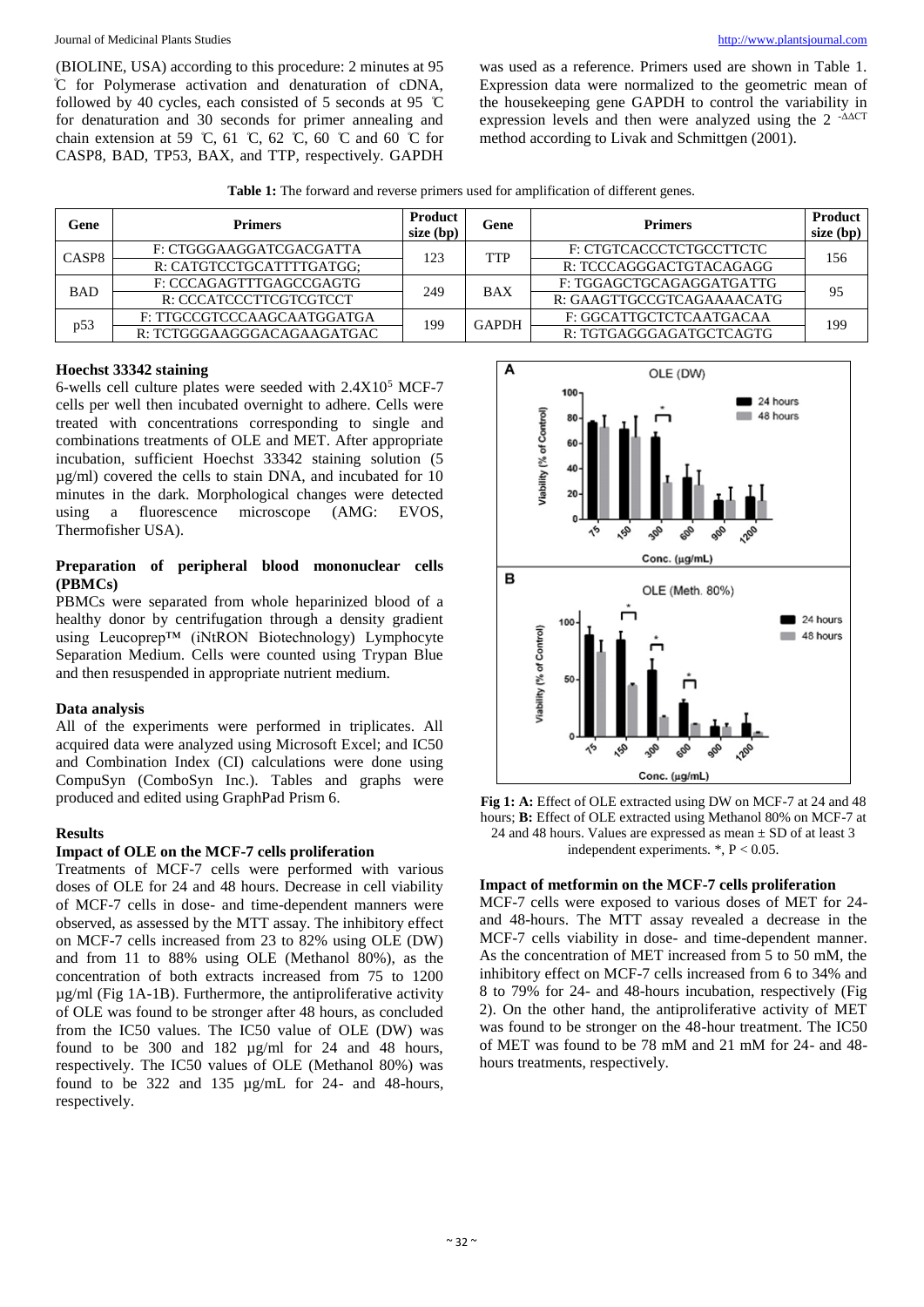(BIOLINE, USA) according to this procedure: 2 minutes at 95 ℃ for Polymerase activation and denaturation of cDNA, followed by 40 cycles, each consisted of 5 seconds at 95 ℃ for denaturation and 30 seconds for primer annealing and chain extension at 59 ℃, 61 ℃, 62 ℃, 60 ℃ and 60 ℃ for CASP8, BAD, TP53, BAX, and TTP, respectively. GAPDH was used as a reference. Primers used are shown in Table 1. Expression data were normalized to the geometric mean of the housekeeping gene GAPDH to control the variability in expression levels and then were analyzed using the $2^{-\Delta\Delta CT}$ method according to Livak and Schmittgen (2001).

**Table 1:** The forward and reverse primers used for amplification of different genes.

| Gene | Primers | Product size (bp) | Gene | Primers | Product size (bp) |
|---|---|---|---|---|---|
| CASP8 | F: CTGGGAAGGATCGACGATTA | 123 | TTP | F: CTGTCACCCTCTGCCTTCTC | 156 |
| | R: CATGTCCTGCATTTTGATGG; | | | R: TCCCAGGGACTGTACAGAGG | |
| BAD | F: CCCAGAGTTTGAGCCGAGTG | 249 | BAX | F: TGGAGCTGCAGAGGATGATTG | 95 |
| | R: CCCATCCCTTCGTCGTCCT | | | R: GAAGTTGCCGTCAGAAAACATG | |
| p53 | F: TTGCCGTCCCAAGCAATGGATGA | 199 | GAPDH | F: GGCATTGCTCTCAATGACAA | 199 |
| | R: TCTGGGAAGGGACAGAAGATGAC | | | R: TGTGAGGGAGATGCTCAGTG | |

### Hoechst 33342 staining

6-wells cell culture plates were seeded with $2.4X10^5$ MCF-7 cells per well then incubated overnight to adhere. Cells were treated with concentrations corresponding to single and combinations treatments of OLE and MET. After appropriate incubation, sufficient Hoechst 33342 staining solution (5 µg/ml) covered the cells to stain DNA, and incubated for 10 minutes in the dark. Morphological changes were detected using a fluorescence microscope (AMG: EVOS, Thermofisher USA).

### Preparation of peripheral blood mononuclear cells (PBMCs)

PBMCs were separated from whole heparinized blood of a healthy donor by centrifugation through a density gradient using Leucoprep™ (iNtRON Biotechnology) Lymphocyte Separation Medium. Cells were counted using Trypan Blue and then resuspended in appropriate nutrient medium.

### Data analysis

All of the experiments were performed in triplicates. All acquired data were analyzed using Microsoft Excel; and IC50 and Combination Index (CI) calculations were done using CompuSyn (ComboSyn Inc.). Tables and graphs were produced and edited using GraphPad Prism 6.

## Results

### Impact of OLE on the MCF-7 cells proliferation

Treatments of MCF-7 cells were performed with various doses of OLE for 24 and 48 hours. Decrease in cell viability of MCF-7 cells in dose- and time-dependent manners were observed, as assessed by the MTT assay. The inhibitory effect on MCF-7 cells increased from 23 to 82% using OLE (DW) and from 11 to 88% using OLE (Methanol 80%), as the concentration of both extracts increased from 75 to 1200 µg/ml (Fig 1A-1B). Furthermore, the antiproliferative activity of OLE was found to be stronger after 48 hours, as concluded from the IC50 values. The IC50 value of OLE (DW) was found to be 300 and 182 µg/ml for 24 and 48 hours, respectively. The IC50 values of OLE (Methanol 80%) was found to be 322 and 135 µg/mL for 24- and 48-hours, respectively.

**Fig 1: A:** Effect of OLE extracted using DW on MCF-7 at 24 and 48 hours; **B:** Effect of OLE extracted using Methanol 80% on MCF-7 at 24 and 48 hours. Values are expressed as mean ± SD of at least 3 independent experiments. *, $P < 0.05$.

### Impact of metformin on the MCF-7 cells proliferation

MCF-7 cells were exposed to various doses of MET for 24- and 48-hours. The MTT assay revealed a decrease in the MCF-7 cells viability in dose- and time-dependent manner. As the concentration of MET increased from 5 to 50 mM, the inhibitory effect on MCF-7 cells increased from 6 to 34% and 8 to 79% for 24- and 48-hours incubation, respectively (Fig 2). On the other hand, the antiproliferative activity of MET was found to be stronger on the 48-hour treatment. The IC50 of MET was found to be 78 mM and 21 mM for 24- and 48-hours treatments, respectively.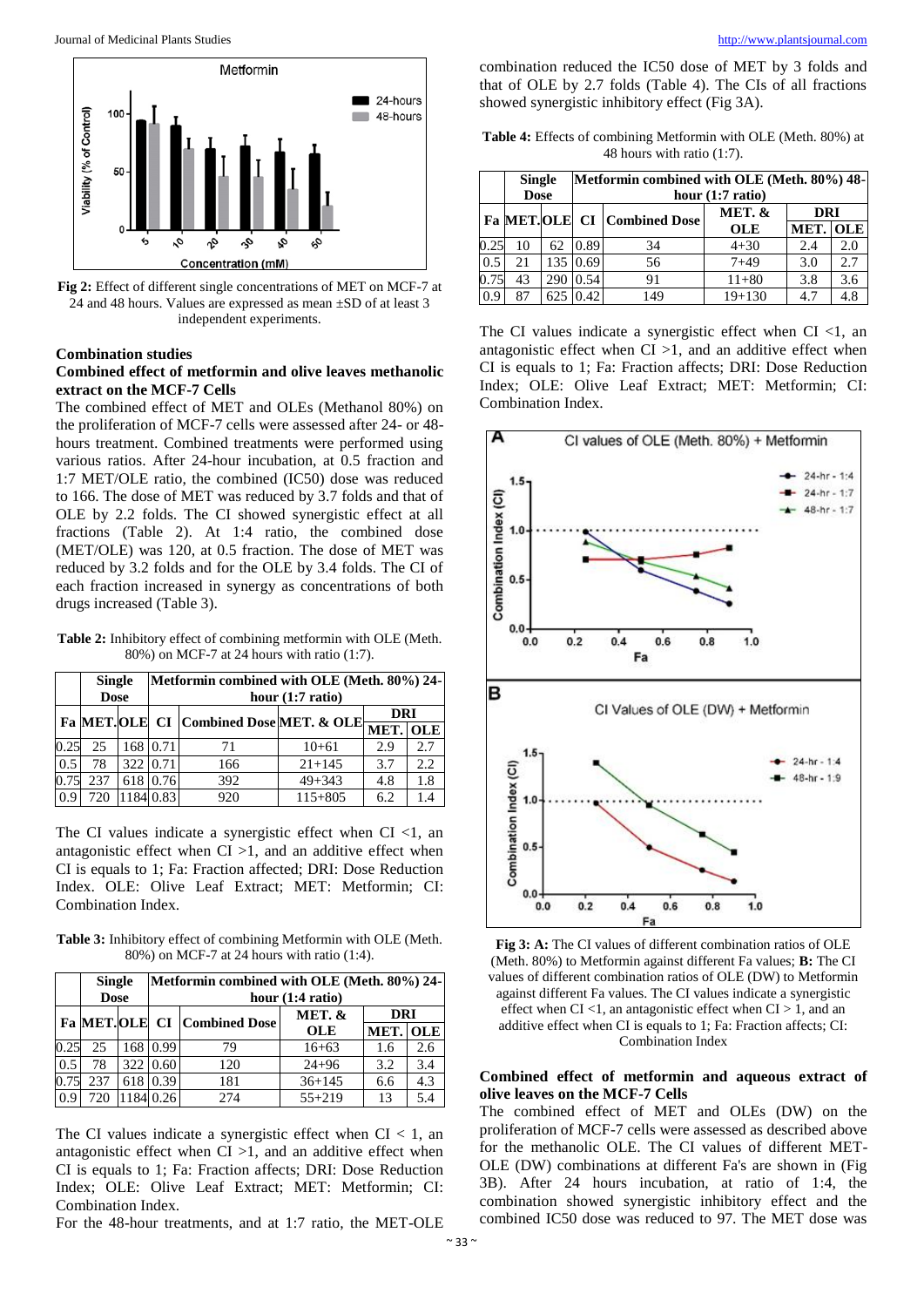Fig 2: Effect of different single concentrations of MET on MCF-7 at 24 and 48 hours. Values are expressed as mean ±SD of at least 3 independent experiments.

### Combination studies

#### Combined effect of metformin and olive leaves methanolic extract on the MCF-7 Cells

The combined effect of MET and OLEs (Methanol 80%) on the proliferation of MCF-7 cells were assessed after 24- or 48-hours treatment. Combined treatments were performed using various ratios. After 24-hour incubation, at 0.5 fraction and 1:7 MET/OLE ratio, the combined (IC50) dose was reduced to 166. The dose of MET was reduced by 3.7 folds and that of OLE by 2.2 folds. The CI showed synergistic effect at all fractions (Table 2). At 1:4 ratio, the combined dose (MET/OLE) was 120, at 0.5 fraction. The dose of MET was reduced by 3.2 folds and for the OLE by 3.4 folds. The CI of each fraction increased in synergy as concentrations of both drugs increased (Table 3).

**Table 2:** Inhibitory effect of combining metformin with OLE (Meth. 80%) on MCF-7 at 24 hours with ratio (1:7).

| | Single Dose | | Metformin combined with OLE (Meth. 80%) 24-hour (1:7 ratio) | | | | |
|---|---|---|---|---|---|---|---|
| Fa | MET. | OLE | CI | Combined Dose | MET. & OLE | DRI | |
| | | | | | | MET. | OLE |
| 0.25 | 25 | 168 | 0.71 | 71 | 10+61 | 2.9 | 2.7 |
| 0.5 | 78 | 322 | 0.71 | 166 | 21+145 | 3.7 | 2.2 |
| 0.75 | 237 | 618 | 0.76 | 392 | 49+343 | 4.8 | 1.8 |
| 0.9 | 720 | 1184 | 0.83 | 920 | 115+805 | 6.2 | 1.4 |

The CI values indicate a synergistic effect when CI <1, an antagonistic effect when CI >1, and an additive effect when CI is equals to 1; Fa: Fraction affected; DRI: Dose Reduction Index. OLE: Olive Leaf Extract; MET: Metformin; CI: Combination Index.

**Table 3:** Inhibitory effect of combining Metformin with OLE (Meth. 80%) on MCF-7 at 24 hours with ratio (1:4).

| | Single Dose | | Metformin combined with OLE (Meth. 80%) 24-hour (1:4 ratio) | | | | |
|---|---|---|---|---|---|---|---|
| Fa | MET. | OLE | CI | Combined Dose | MET. & OLE | DRI | |
| | | | | | | MET. | OLE |
| 0.25 | 25 | 168 | 0.99 | 79 | 16+63 | 1.6 | 2.6 |
| 0.5 | 78 | 322 | 0.60 | 120 | 24+96 | 3.2 | 3.4 |
| 0.75 | 237 | 618 | 0.39 | 181 | 36+145 | 6.6 | 4.3 |
| 0.9 | 720 | 1184 | 0.26 | 274 | 55+219 | 13 | 5.4 |

The CI values indicate a synergistic effect when CI < 1, an antagonistic effect when CI >1, and an additive effect when CI is equals to 1; Fa: Fraction affects; DRI: Dose Reduction Index; OLE: Olive Leaf Extract; MET: Metformin; CI: Combination Index.

For the 48-hour treatments, and at 1:7 ratio, the MET-OLE combination reduced the IC50 dose of MET by 3 folds and that of OLE by 2.7 folds (Table 4). The CIs of all fractions showed synergistic inhibitory effect (Fig 3A).

**Table 4:** Effects of combining Metformin with OLE (Meth. 80%) at 48 hours with ratio (1:7).

| | Single Dose | | Metformin combined with OLE (Meth. 80%) 48-hour (1:7 ratio) | | | | |
|---|---|---|---|---|---|---|---|
| Fa | MET. | OLE | CI | Combined Dose | MET. & OLE | DRI | |
| | | | | | | MET. | OLE |
| 0.25 | 10 | 62 | 0.89 | 34 | 4+30 | 2.4 | 2.0 |
| 0.5 | 21 | 135 | 0.69 | 56 | 7+49 | 3.0 | 2.7 |
| 0.75 | 43 | 290 | 0.54 | 91 | 11+80 | 3.8 | 3.6 |
| 0.9 | 87 | 625 | 0.42 | 149 | 19+130 | 4.7 | 4.8 |

The CI values indicate a synergistic effect when CI <1, an antagonistic effect when CI >1, and an additive effect when CI is equals to 1; Fa: Fraction affects; DRI: Dose Reduction Index; OLE: Olive Leaf Extract; MET: Metformin; CI: Combination Index.

Fig 3: A: The CI values of different combination ratios of OLE (Meth. 80%) to Metformin against different Fa values; B: The CI values of different combination ratios of OLE (DW) to Metformin against different Fa values. The CI values indicate a synergistic effect when CI <1, an antagonistic effect when CI > 1, and an additive effect when CI is equals to 1; Fa: Fraction affects; CI: Combination Index

#### Combined effect of metformin and aqueous extract of olive leaves on the MCF-7 Cells

The combined effect of MET and OLEs (DW) on the proliferation of MCF-7 cells were assessed as described above for the methanolic OLE. The CI values of different MET-OLE (DW) combinations at different Fa's are shown in (Fig 3B). After 24 hours incubation, at ratio of 1:4, the combination showed synergistic inhibitory effect and the combined IC50 dose was reduced to 97. The MET dose was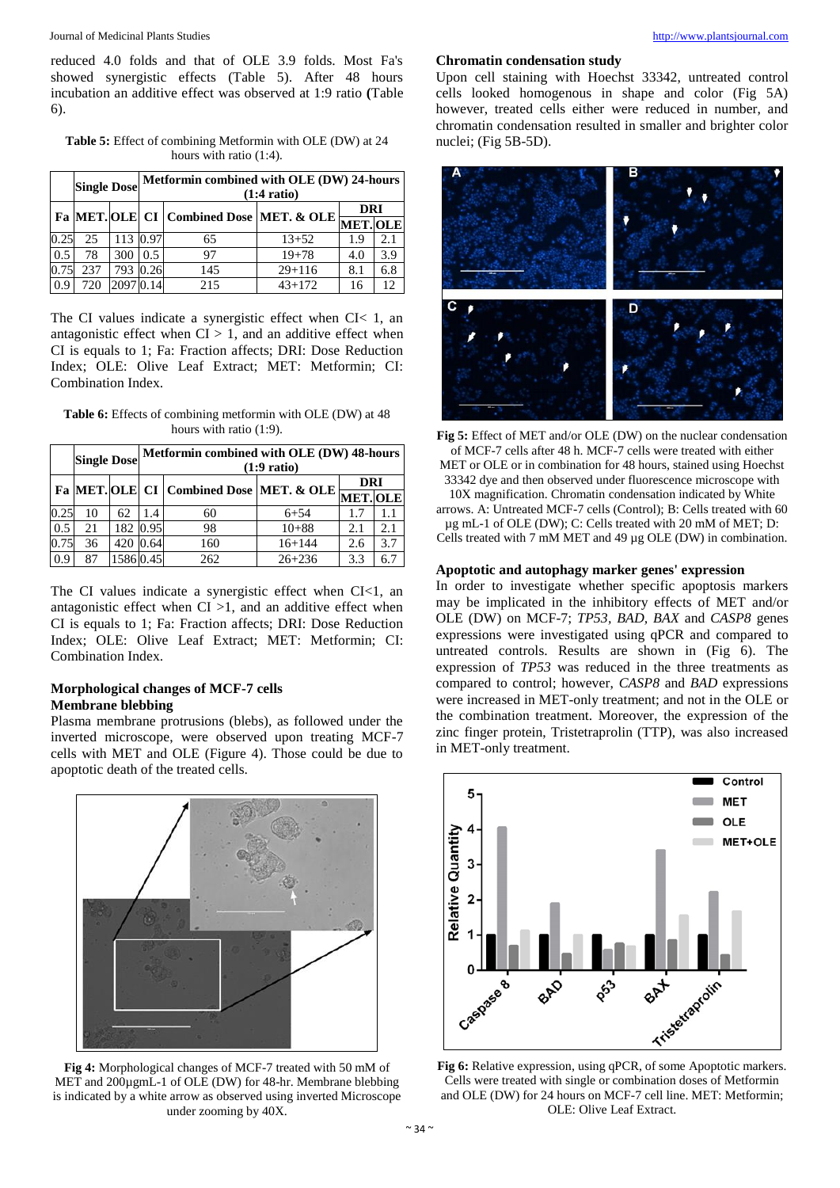reduced 4.0 folds and that of OLE 3.9 folds. Most Fa's showed synergistic effects (Table 5). After 48 hours incubation an additive effect was observed at 1:9 ratio (Table 6).

**Table 5:** Effect of combining Metformin with OLE (DW) at 24 hours with ratio (1:4).

| | Single Dose | | Metformin combined with OLE (DW) 24-hours (1:4 ratio) | | | | |
|---|---|---|---|---|---|---|---|
| Fa | MET. | OLE | CI | Combined Dose | MET. & OLE | DRI | |
| | | | | | | MET. | OLE |
| 0.25 | 25 | 113 | 0.97 | 65 | 13+52 | 1.9 | 2.1 |
| 0.5 | 78 | 300 | 0.5 | 97 | 19+78 | 4.0 | 3.9 |
| 0.75 | 237 | 793 | 0.26 | 145 | 29+116 | 8.1 | 6.8 |
| 0.9 | 720 | 2097 | 0.14 | 215 | 43+172 | 16 | 12 |

The CI values indicate a synergistic effect when CI< 1, an antagonistic effect when CI > 1, and an additive effect when CI is equals to 1; Fa: Fraction affects; DRI: Dose Reduction Index; OLE: Olive Leaf Extract; MET: Metformin; CI: Combination Index.

**Table 6:** Effects of combining metformin with OLE (DW) at 48 hours with ratio (1:9).

| | Single Dose | | Metformin combined with OLE (DW) 48-hours (1:9 ratio) | | | | |
|---|---|---|---|---|---|---|---|
| Fa | MET. | OLE | CI | Combined Dose | MET. & OLE | DRI | |
| | | | | | | MET. | OLE |
| 0.25 | 10 | 62 | 1.4 | 60 | 6+54 | 1.7 | 1.1 |
| 0.5 | 21 | 182 | 0.95 | 98 | 10+88 | 2.1 | 2.1 |
| 0.75 | 36 | 420 | 0.64 | 160 | 16+144 | 2.6 | 3.7 |
| 0.9 | 87 | 1586 | 0.45 | 262 | 26+236 | 3.3 | 6.7 |

The CI values indicate a synergistic effect when CI<1, an antagonistic effect when CI >1, and an additive effect when CI is equals to 1; Fa: Fraction affects; DRI: Dose Reduction Index; OLE: Olive Leaf Extract; MET: Metformin; CI: Combination Index.

### Morphological changes of MCF-7 cells

#### Membrane blebbing

Plasma membrane protrusions (blebs), as followed under the inverted microscope, were observed upon treating MCF-7 cells with MET and OLE (Figure 4). Those could be due to apoptotic death of the treated cells.

**Fig 4:** Morphological changes of MCF-7 treated with 50 mM of MET and 200µgmL-1 of OLE (DW) for 48-hr. Membrane blebbing is indicated by a white arrow as observed using inverted Microscope under zooming by 40X.

#### Chromatin condensation study

Upon cell staining with Hoechst 33342, untreated control cells looked homogenous in shape and color (Fig 5A) however, treated cells either were reduced in number, and chromatin condensation resulted in smaller and brighter color nuclei; (Fig 5B-5D).

**Fig 5:** Effect of MET and/or OLE (DW) on the nuclear condensation of MCF-7 cells after 48 h. MCF-7 cells were treated with either MET or OLE or in combination for 48 hours, stained using Hoechst 33342 dye and then observed under fluorescence microscope with 10X magnification. Chromatin condensation indicated by White arrows. A: Untreated MCF-7 cells (Control); B: Cells treated with 60 µg mL-1 of OLE (DW); C: Cells treated with 20 mM of MET; D: Cells treated with 7 mM MET and 49 µg OLE (DW) in combination.

#### Apoptotic and autophagy marker genes' expression

In order to investigate whether specific apoptosis markers may be implicated in the inhibitory effects of MET and/or OLE (DW) on MCF-7; *TP53*, *BAD*, *BAX* and *CASP8* genes expressions were investigated using qPCR and compared to untreated controls. Results are shown in (Fig 6). The expression of *TP53* was reduced in the three treatments as compared to control; however, *CASP8* and *BAD* expressions were increased in MET-only treatment; and not in the OLE or the combination treatment. Moreover, the expression of the zinc finger protein, Tristetraprolin (TTP), was also increased in MET-only treatment.

**Fig 6:** Relative expression, using qPCR, of some Apoptotic markers. Cells were treated with single or combination doses of Metformin and OLE (DW) for 24 hours on MCF-7 cell line. MET: Metformin; OLE: Olive Leaf Extract.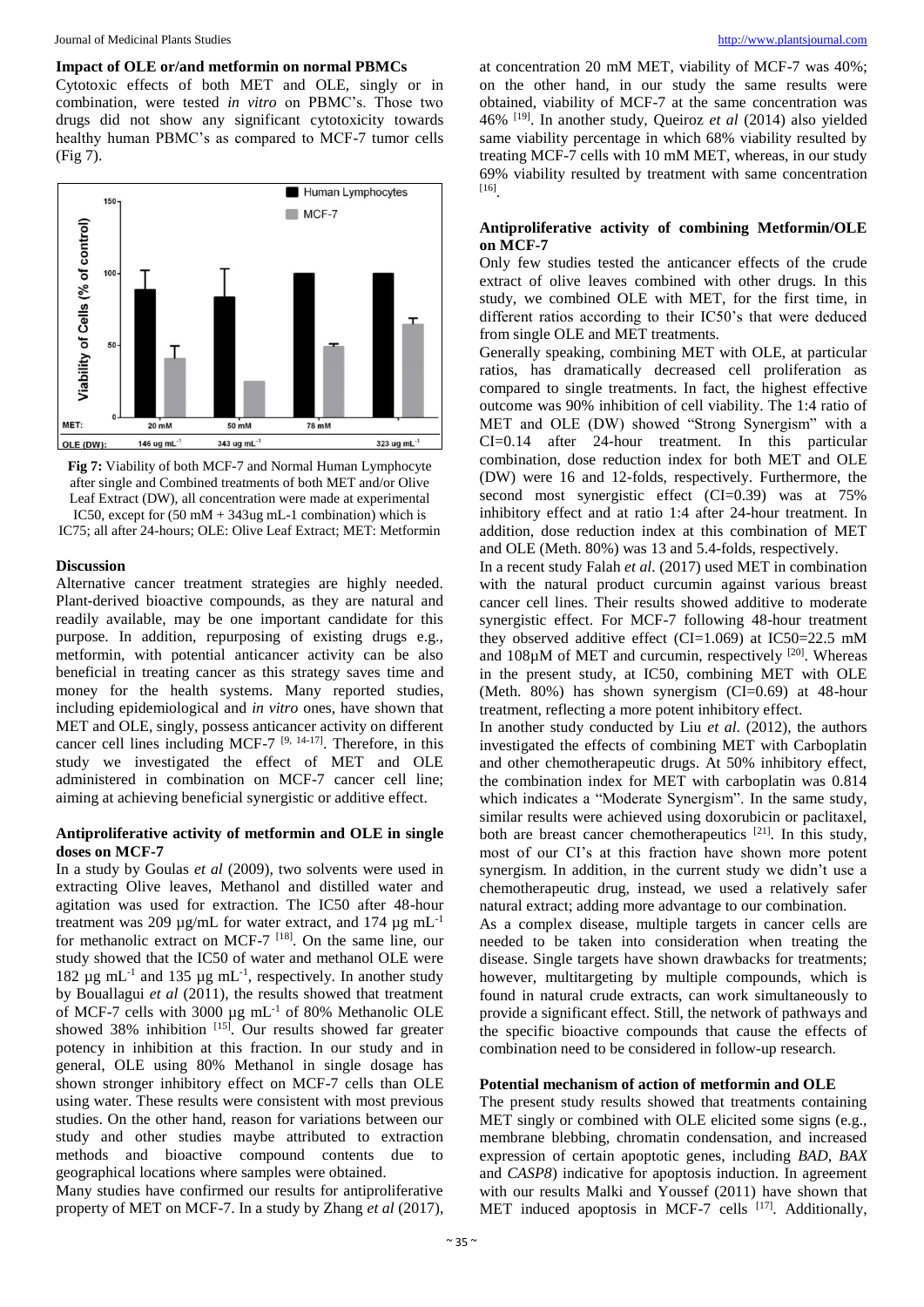### Impact of OLE or/and metformin on normal PBMCs

Cytotoxic effects of both MET and OLE, singly or in combination, were tested *in vitro* on PBMC's. Those two drugs did not show any significant cytotoxicity towards healthy human PBMC's as compared to MCF-7 tumor cells (Fig 7).

**Fig 7:** Viability of both MCF-7 and Normal Human Lymphocyte after single and Combined treatments of both MET and/or Olive Leaf Extract (DW), all concentration were made at experimental IC50, except for (50 mM + 343ug mL-1 combination) which is IC75; all after 24-hours; OLE: Olive Leaf Extract; MET: Metformin

## Discussion

Alternative cancer treatment strategies are highly needed. Plant-derived bioactive compounds, as they are natural and readily available, may be one important candidate for this purpose. In addition, repurposing of existing drugs e.g., metformin, with potential anticancer activity can be also beneficial in treating cancer as this strategy saves time and money for the health systems. Many reported studies, including epidemiological and *in vitro* ones, have shown that MET and OLE, singly, possess anticancer activity on different cancer cell lines including MCF-7 [9, 14-17]. Therefore, in this study we investigated the effect of MET and OLE administered in combination on MCF-7 cancer cell line; aiming at achieving beneficial synergistic or additive effect.

### Antiproliferative activity of metformin and OLE in single doses on MCF-7

In a study by Goulas *et al* (2009), two solvents were used in extracting Olive leaves, Methanol and distilled water and agitation was used for extraction. The IC50 after 48-hour treatment was 209 µg/mL for water extract, and 174 µg $mL^{-1}$ for methanolic extract on MCF-7 [18]. On the same line, our study showed that the IC50 of water and methanol OLE were 182 µg $mL^{-1}$ and 135 µg $mL^{-1}$, respectively. In another study by Bouallagui *et al* (2011), the results showed that treatment of MCF-7 cells with 3000 µg $mL^{-1}$ of 80% Methanolic OLE showed 38% inhibition [15]. Our results showed far greater potency in inhibition at this fraction. In our study and in general, OLE using 80% Methanol in single dosage has shown stronger inhibitory effect on MCF-7 cells than OLE using water. These results were consistent with most previous studies. On the other hand, reason for variations between our study and other studies maybe attributed to extraction methods and bioactive compound contents due to geographical locations where samples were obtained.

Many studies have confirmed our results for antiproliferative property of MET on MCF-7. In a study by Zhang *et al* (2017), at concentration 20 mM MET, viability of MCF-7 was 40%; on the other hand, in our study the same results were obtained, viability of MCF-7 at the same concentration was 46% [19]. In another study, Queiroz *et al* (2014) also yielded same viability percentage in which 68% viability resulted by treating MCF-7 cells with 10 mM MET, whereas, in our study 69% viability resulted by treatment with same concentration [16].

### Antiproliferative activity of combining Metformin/OLE on MCF-7

Only few studies tested the anticancer effects of the crude extract of olive leaves combined with other drugs. In this study, we combined OLE with MET, for the first time, in different ratios according to their IC50's that were deduced from single OLE and MET treatments.

Generally speaking, combining MET with OLE, at particular ratios, has dramatically decreased cell proliferation as compared to single treatments. In fact, the highest effective outcome was 90% inhibition of cell viability. The 1:4 ratio of MET and OLE (DW) showed "Strong Synergism" with a CI=0.14 after 24-hour treatment. In this particular combination, dose reduction index for both MET and OLE (DW) were 16 and 12-folds, respectively. Furthermore, the second most synergistic effect (CI=0.39) was at 75% inhibitory effect and at ratio 1:4 after 24-hour treatment. In addition, dose reduction index at this combination of MET and OLE (Meth. 80%) was 13 and 5.4-folds, respectively.

In a recent study Falah *et al*. (2017) used MET in combination with the natural product curcumin against various breast cancer cell lines. Their results showed additive to moderate synergistic effect. For MCF-7 following 48-hour treatment they observed additive effect (CI=1.069) at IC50=22.5 mM and 108µM of MET and curcumin, respectively [20]. Whereas in the present study, at IC50, combining MET with OLE (Meth. 80%) has shown synergism (CI=0.69) at 48-hour treatment, reflecting a more potent inhibitory effect.

In another study conducted by Liu *et al*. (2012), the authors investigated the effects of combining MET with Carboplatin and other chemotherapeutic drugs. At 50% inhibitory effect, the combination index for MET with carboplatin was 0.814 which indicates a "Moderate Synergism". In the same study, similar results were achieved using doxorubicin or paclitaxel, both are breast cancer chemotherapeutics [21]. In this study, most of our CI's at this fraction have shown more potent synergism. In addition, in the current study we didn't use a chemotherapeutic drug, instead, we used a relatively safer natural extract; adding more advantage to our combination.

As a complex disease, multiple targets in cancer cells are needed to be taken into consideration when treating the disease. Single targets have shown drawbacks for treatments; however, multitargeting by multiple compounds, which is found in natural crude extracts, can work simultaneously to provide a significant effect. Still, the network of pathways and the specific bioactive compounds that cause the effects of combination need to be considered in follow-up research.

### Potential mechanism of action of metformin and OLE

The present study results showed that treatments containing MET singly or combined with OLE elicited some signs (e.g., membrane blebbing, chromatin condensation, and increased expression of certain apoptotic genes, including *BAD*, *BAX* and *CASP8*) indicative for apoptosis induction. In agreement with our results Malki and Youssef (2011) have shown that MET induced apoptosis in MCF-7 cells [17]. Additionally,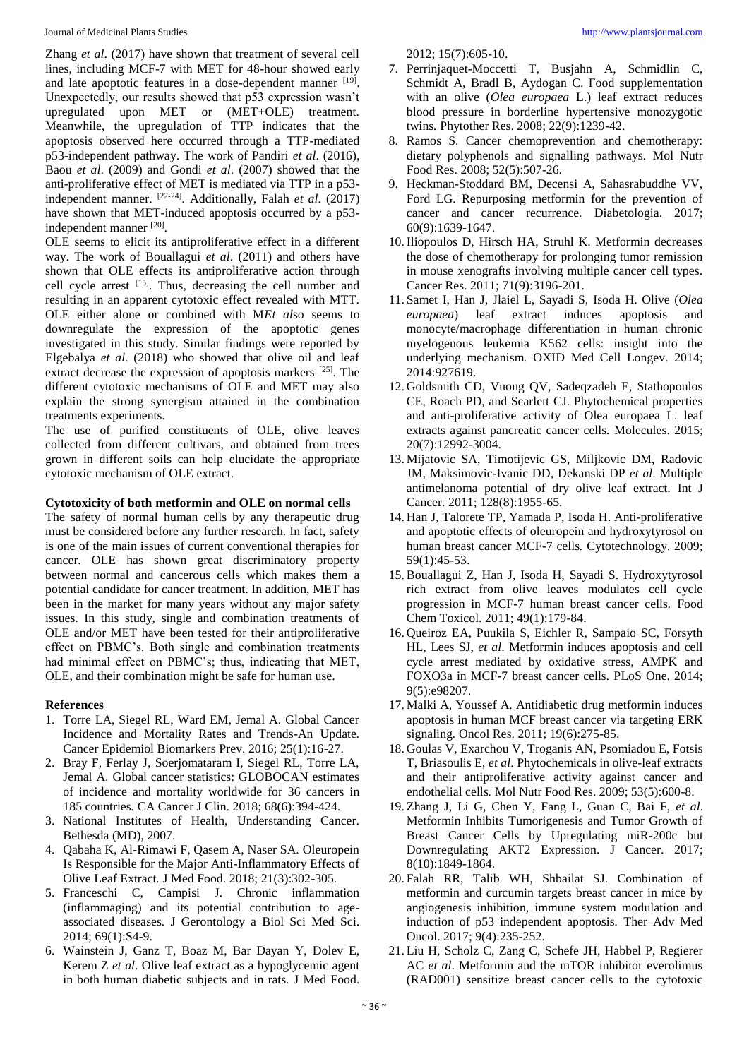Zhang *et al*. (2017) have shown that treatment of several cell lines, including MCF-7 with MET for 48-hour showed early and late apoptotic features in a dose-dependent manner [19]. Unexpectedly, our results showed that p53 expression wasn't upregulated upon MET or (MET+OLE) treatment. Meanwhile, the upregulation of TTP indicates that the apoptosis observed here occurred through a TTP-mediated p53-independent pathway. The work of Pandiri *et al*. (2016), Baou *et al*. (2009) and Gondi *et al*. (2007) showed that the anti-proliferative effect of MET is mediated via TTP in a p53-independent manner. [22-24]. Additionally, Falah *et al*. (2017) have shown that MET-induced apoptosis occurred by a p53-independent manner [20].

OLE seems to elicit its antiproliferative effect in a different way. The work of Bouallagui *et al*. (2011) and others have shown that OLE effects its antiproliferative action through cell cycle arrest [15]. Thus, decreasing the cell number and resulting in an apparent cytotoxic effect revealed with MTT. OLE either alone or combined with M*Et al*so seems to downregulate the expression of the apoptotic genes investigated in this study. Similar findings were reported by Elgebalya *et al*. (2018) who showed that olive oil and leaf extract decrease the expression of apoptosis markers [25]. The different cytotoxic mechanisms of OLE and MET may also explain the strong synergism attained in the combination treatments experiments.

The use of purified constituents of OLE, olive leaves collected from different cultivars, and obtained from trees grown in different soils can help elucidate the appropriate cytotoxic mechanism of OLE extract.

**Cytotoxicity of both metformin and OLE on normal cells**

The safety of normal human cells by any therapeutic drug must be considered before any further research. In fact, safety is one of the main issues of current conventional therapies for cancer. OLE has shown great discriminatory property between normal and cancerous cells which makes them a potential candidate for cancer treatment. In addition, MET has been in the market for many years without any major safety issues. In this study, single and combination treatments of OLE and/or MET have been tested for their antiproliferative effect on PBMC's. Both single and combination treatments had minimal effect on PBMC's; thus, indicating that MET, OLE, and their combination might be safe for human use.

**References**

1. Torre LA, Siegel RL, Ward EM, Jemal A. Global Cancer Incidence and Mortality Rates and Trends-An Update. Cancer Epidemiol Biomarkers Prev. 2016; 25(1):16-27.
2. Bray F, Ferlay J, Soerjomataram I, Siegel RL, Torre LA, Jemal A. Global cancer statistics: GLOBOCAN estimates of incidence and mortality worldwide for 36 cancers in 185 countries. CA Cancer J Clin. 2018; 68(6):394-424.
3. National Institutes of Health, Understanding Cancer. Bethesda (MD), 2007.
4. Qabaha K, Al-Rimawi F, Qasem A, Naser SA. Oleuropein Is Responsible for the Major Anti-Inflammatory Effects of Olive Leaf Extract. J Med Food. 2018; 21(3):302-305.
5. Franceschi C, Campisi J. Chronic inflammation (inflammaging) and its potential contribution to age-associated diseases. J Gerontology a Biol Sci Med Sci. 2014; 69(1):S4-9.
6. Wainstein J, Ganz T, Boaz M, Bar Dayan Y, Dolev E, Kerem Z *et al*. Olive leaf extract as a hypoglycemic agent in both human diabetic subjects and in rats. J Med Food. 2012; 15(7):605-10.
7. Perrinjaquet-Moccetti T, Busjahn A, Schmidlin C, Schmidt A, Bradl B, Aydogan C. Food supplementation with an olive (*Olea europaea* L.) leaf extract reduces blood pressure in borderline hypertensive monozygotic twins. Phytother Res. 2008; 22(9):1239-42.
8. Ramos S. Cancer chemoprevention and chemotherapy: dietary polyphenols and signalling pathways. Mol Nutr Food Res. 2008; 52(5):507-26.
9. Heckman-Stoddard BM, Decensi A, Sahasrabuddhe VV, Ford LG. Repurposing metformin for the prevention of cancer and cancer recurrence. Diabetologia. 2017; 60(9):1639-1647.
10. Iliopoulos D, Hirsch HA, Struhl K. Metformin decreases the dose of chemotherapy for prolonging tumor remission in mouse xenografts involving multiple cancer cell types. Cancer Res. 2011; 71(9):3196-201.
11. Samet I, Han J, Jlaiel L, Sayadi S, Isoda H. Olive (*Olea europaea*) leaf extract induces apoptosis and monocyte/macrophage differentiation in human chronic myelogenous leukemia K562 cells: insight into the underlying mechanism. OXID Med Cell Longev. 2014; 2014:927619.
12. Goldsmith CD, Vuong QV, Sadeqzadeh E, Stathopoulos CE, Roach PD, and Scarlett CJ. Phytochemical properties and anti-proliferative activity of Olea europaea L. leaf extracts against pancreatic cancer cells. Molecules. 2015; 20(7):12992-3004.
13. Mijatovic SA, Timotijevic GS, Miljkovic DM, Radovic JM, Maksimovic-Ivanic DD, Dekanski DP *et al*. Multiple antimelanoma potential of dry olive leaf extract. Int J Cancer. 2011; 128(8):1955-65.
14. Han J, Talorete TP, Yamada P, Isoda H. Anti-proliferative and apoptotic effects of oleuropein and hydroxytyrosol on human breast cancer MCF-7 cells. Cytotechnology. 2009; 59(1):45-53.
15. Bouallagui Z, Han J, Isoda H, Sayadi S. Hydroxytyrosol rich extract from olive leaves modulates cell cycle progression in MCF-7 human breast cancer cells. Food Chem Toxicol. 2011; 49(1):179-84.
16. Queiroz EA, Puukila S, Eichler R, Sampaio SC, Forsyth HL, Lees SJ, *et al*. Metformin induces apoptosis and cell cycle arrest mediated by oxidative stress, AMPK and FOXO3a in MCF-7 breast cancer cells. PLoS One. 2014; 9(5):e98207.
17. Malki A, Youssef A. Antidiabetic drug metformin induces apoptosis in human MCF breast cancer via targeting ERK signaling. Oncol Res. 2011; 19(6):275-85.
18. Goulas V, Exarchou V, Troganis AN, Psomiadou E, Fotsis T, Briasoulis E, *et al*. Phytochemicals in olive-leaf extracts and their antiproliferative activity against cancer and endothelial cells. Mol Nutr Food Res. 2009; 53(5):600-8.
19. Zhang J, Li G, Chen Y, Fang L, Guan C, Bai F, *et al*. Metformin Inhibits Tumorigenesis and Tumor Growth of Breast Cancer Cells by Upregulating miR-200c but Downregulating AKT2 Expression. J Cancer. 2017; 8(10):1849-1864.
20. Falah RR, Talib WH, Shbailat SJ. Combination of metformin and curcumin targets breast cancer in mice by angiogenesis inhibition, immune system modulation and induction of p53 independent apoptosis. Ther Adv Med Oncol. 2017; 9(4):235-252.
21. Liu H, Scholz C, Zang C, Schefe JH, Habbel P, Regierer AC *et al*. Metformin and the mTOR inhibitor everolimus (RAD001) sensitize breast cancer cells to the cytotoxic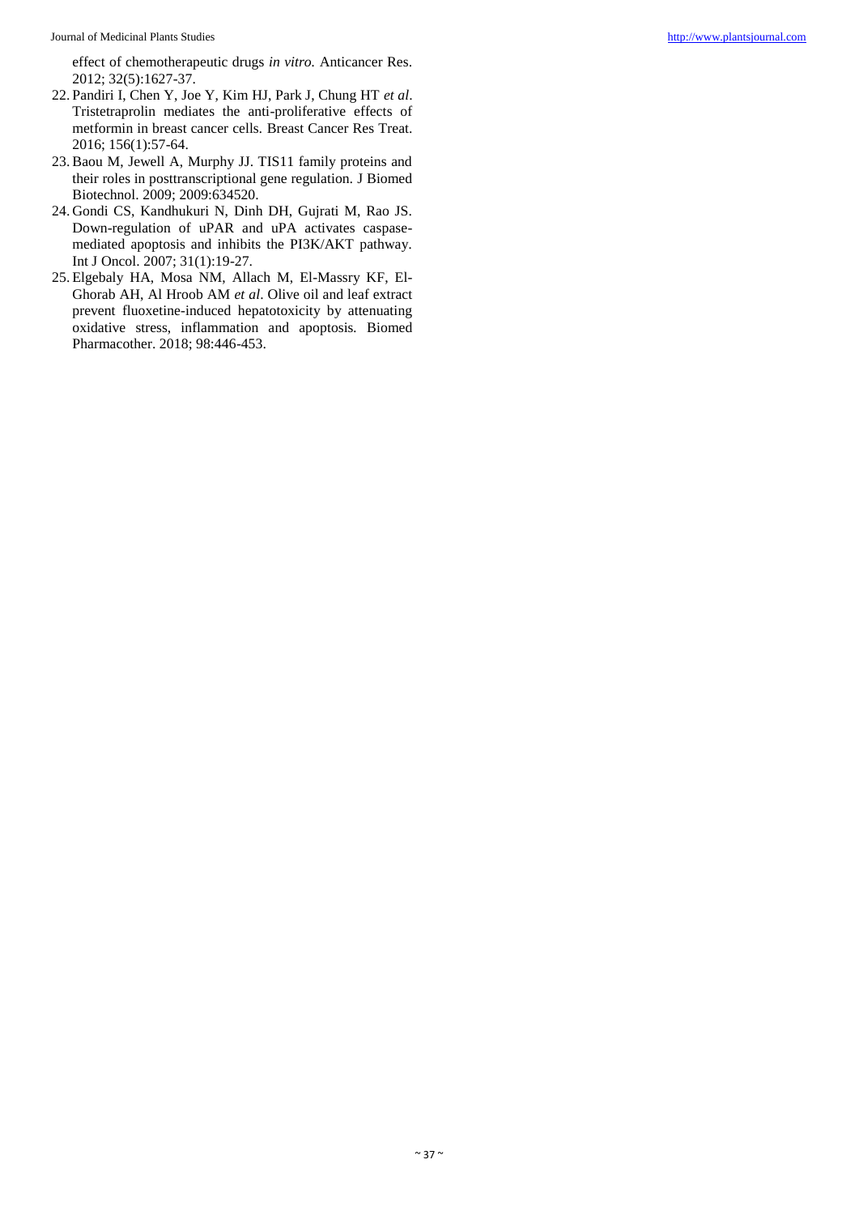effect of chemotherapeutic drugs *in vitro.* Anticancer Res. 2012; 32(5):1627-37.

22. Pandiri I, Chen Y, Joe Y, Kim HJ, Park J, Chung HT *et al*. Tristetraprolin mediates the anti-proliferative effects of metformin in breast cancer cells. Breast Cancer Res Treat. 2016; 156(1):57-64.
23. Baou M, Jewell A, Murphy JJ. TIS11 family proteins and their roles in posttranscriptional gene regulation. J Biomed Biotechnol. 2009; 2009:634520.
24. Gondi CS, Kandhukuri N, Dinh DH, Gujrati M, Rao JS. Down-regulation of uPAR and uPA activates caspase-mediated apoptosis and inhibits the PI3K/AKT pathway. Int J Oncol. 2007; 31(1):19-27.
25. Elgebaly HA, Mosa NM, Allach M, El-Massry KF, El-Ghorab AH, Al Hroob AM *et al*. Olive oil and leaf extract prevent fluoxetine-induced hepatotoxicity by attenuating oxidative stress, inflammation and apoptosis. Biomed Pharmacother. 2018; 98:446-453.